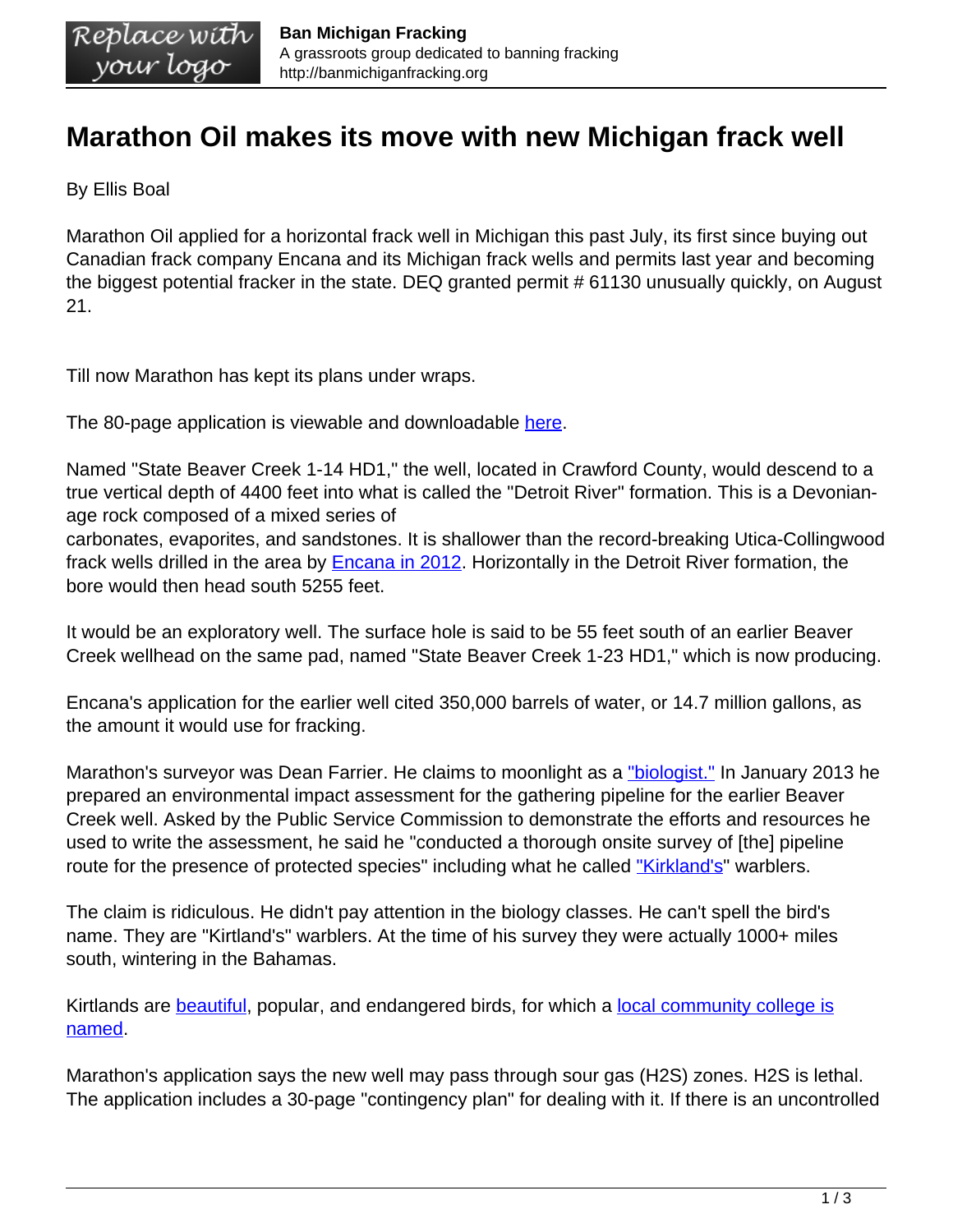# Marathon Oil makes its move with new Michigan frack well

By Ellis Boal

Marathon Oil applied for a horizontal frack well in Michigan this past July, its first since buying out Canadian frack company Encana and its Michigan frack wells and permits last year and becoming the biggest potential fracker in the state. DEQ granted permit # 61130 unusually quickly, on August 21.

Till now Marathon has kept its plans under wraps.

The 80-page application is viewable and downloadable here.

Named "State Beaver Creek 1-14 HD1," the well, located in Crawford County, would descend to a true vertical depth of 4400 feet into what is called the "Detroit River" formation. This is a Devonian-age rock composed of a mixed series of carbonates, evaporites, and sandstones. It is shallower than the record-breaking Utica-Collingwood frack wells drilled in the area by Encana in 2012. Horizontally in the Detroit River formation, the bore would then head south 5255 feet.

It would be an exploratory well. The surface hole is said to be 55 feet south of an earlier Beaver Creek wellhead on the same pad, named "State Beaver Creek 1-23 HD1," which is now producing.

Encana's application for the earlier well cited 350,000 barrels of water, or 14.7 million gallons, as the amount it would use for fracking.

Marathon's surveyor was Dean Farrier. He claims to moonlight as a "biologist." In January 2013 he prepared an environmental impact assessment for the gathering pipeline for the earlier Beaver Creek well. Asked by the Public Service Commission to demonstrate the efforts and resources he used to write the assessment, he said he "conducted a thorough onsite survey of [the] pipeline route for the presence of protected species" including what he called "Kirkland's" warblers.

The claim is ridiculous. He didn't pay attention in the biology classes. He can't spell the bird's name. They are "Kirtland's" warblers. At the time of his survey they were actually 1000+ miles south, wintering in the Bahamas.

Kirtlands are beautiful, popular, and endangered birds, for which a local community college is named.

Marathon's application says the new well may pass through sour gas ($H_2S$) zones. $H_2S$ is lethal. The application includes a 30-page "contingency plan" for dealing with it. If there is an uncontrolled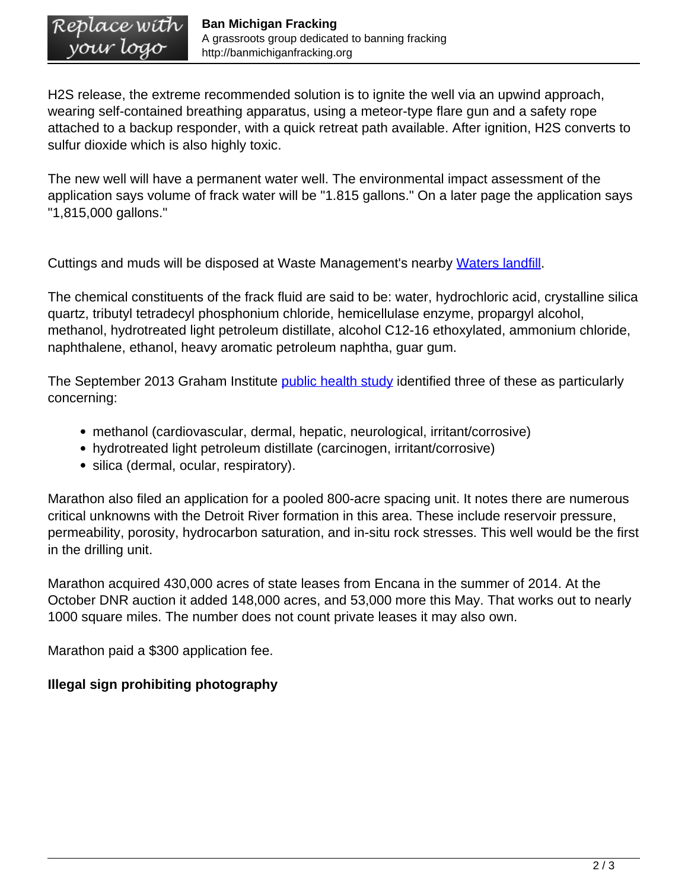H2S release, the extreme recommended solution is to ignite the well via an upwind approach, wearing self-contained breathing apparatus, using a meteor-type flare gun and a safety rope attached to a backup responder, with a quick retreat path available. After ignition, H2S converts to sulfur dioxide which is also highly toxic.

The new well will have a permanent water well. The environmental impact assessment of the application says volume of frack water will be "1.815 gallons." On a later page the application says "1,815,000 gallons."

Cuttings and muds will be disposed at Waste Management's nearby Waters landfill.

The chemical constituents of the frack fluid are said to be: water, hydrochloric acid, crystalline silica quartz, tributyl tetradecyl phosphonium chloride, hemicellulase enzyme, propargyl alcohol, methanol, hydrotreated light petroleum distillate, alcohol C12-16 ethoxylated, ammonium chloride, naphthalene, ethanol, heavy aromatic petroleum naphtha, guar gum.

The September 2013 Graham Institute public health study identified three of these as particularly concerning:

- methanol (cardiovascular, dermal, hepatic, neurological, irritant/corrosive)
- hydrotreated light petroleum distillate (carcinogen, irritant/corrosive)
- silica (dermal, ocular, respiratory).

Marathon also filed an application for a pooled 800-acre spacing unit. It notes there are numerous critical unknowns with the Detroit River formation in this area. These include reservoir pressure, permeability, porosity, hydrocarbon saturation, and in-situ rock stresses. This well would be the first in the drilling unit.

Marathon acquired 430,000 acres of state leases from Encana in the summer of 2014. At the October DNR auction it added 148,000 acres, and 53,000 more this May. That works out to nearly 1000 square miles. The number does not count private leases it may also own.

Marathon paid a $300 application fee.

**Illegal sign prohibiting photography**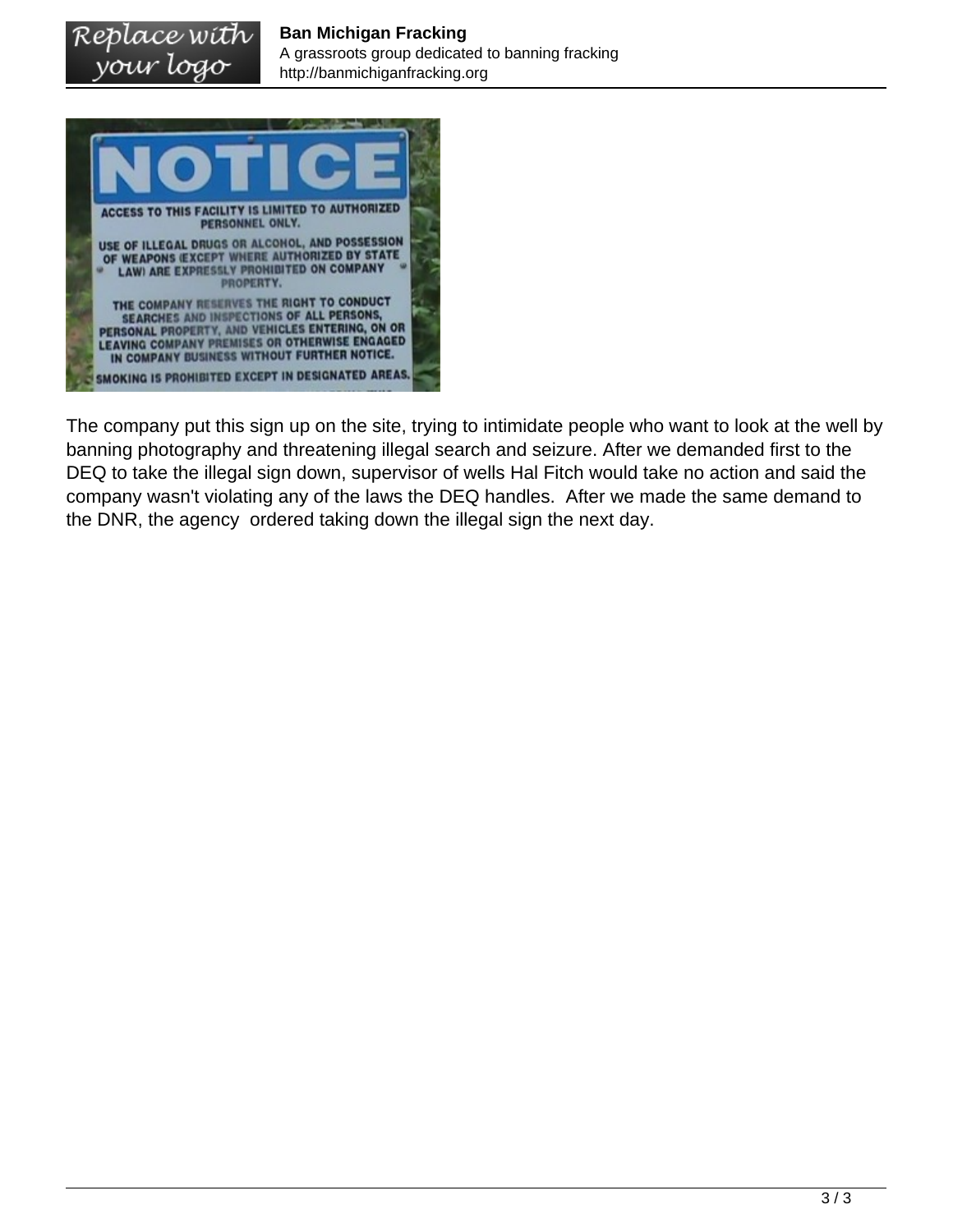The company put this sign up on the site, trying to intimidate people who want to look at the well by banning photography and threatening illegal search and seizure. After we demanded first to the DEQ to take the illegal sign down, supervisor of wells Hal Fitch would take no action and said the company wasn't violating any of the laws the DEQ handles. After we made the same demand to the DNR, the agency ordered taking down the illegal sign the next day.